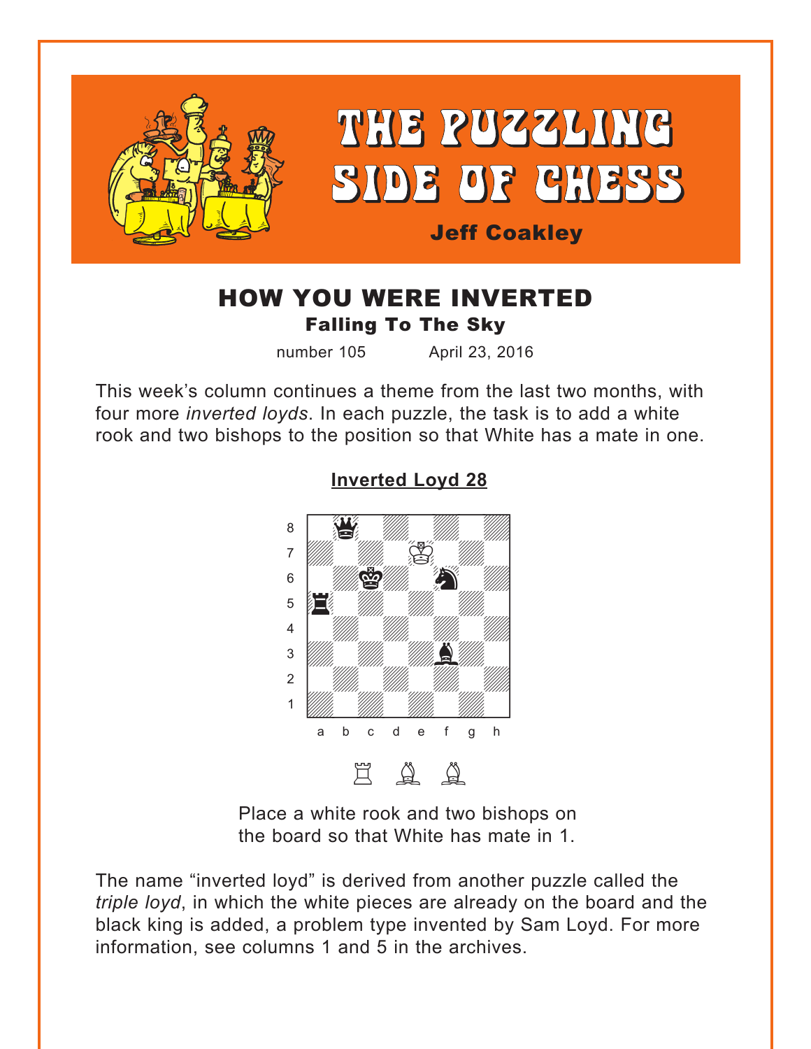# THE PUZZLING SIDE OF CHESS

**Jeff Coakley**

## HOW YOU WERE INVERTED

### Falling To The Sky

number 105 April 23, 2016

This week's column continues a theme from the last two months, with four more *inverted loyds*. In each puzzle, the task is to add a white rook and two bishops to the position so that White has a mate in one.

**Inverted Loyd 28**

Place a white rook and two bishops on the board so that White has mate in 1.

The name "inverted loyd" is derived from another puzzle called the *triple loyd*, in which the white pieces are already on the board and the black king is added, a problem type invented by Sam Loyd. For more information, see columns 1 and 5 in the archives.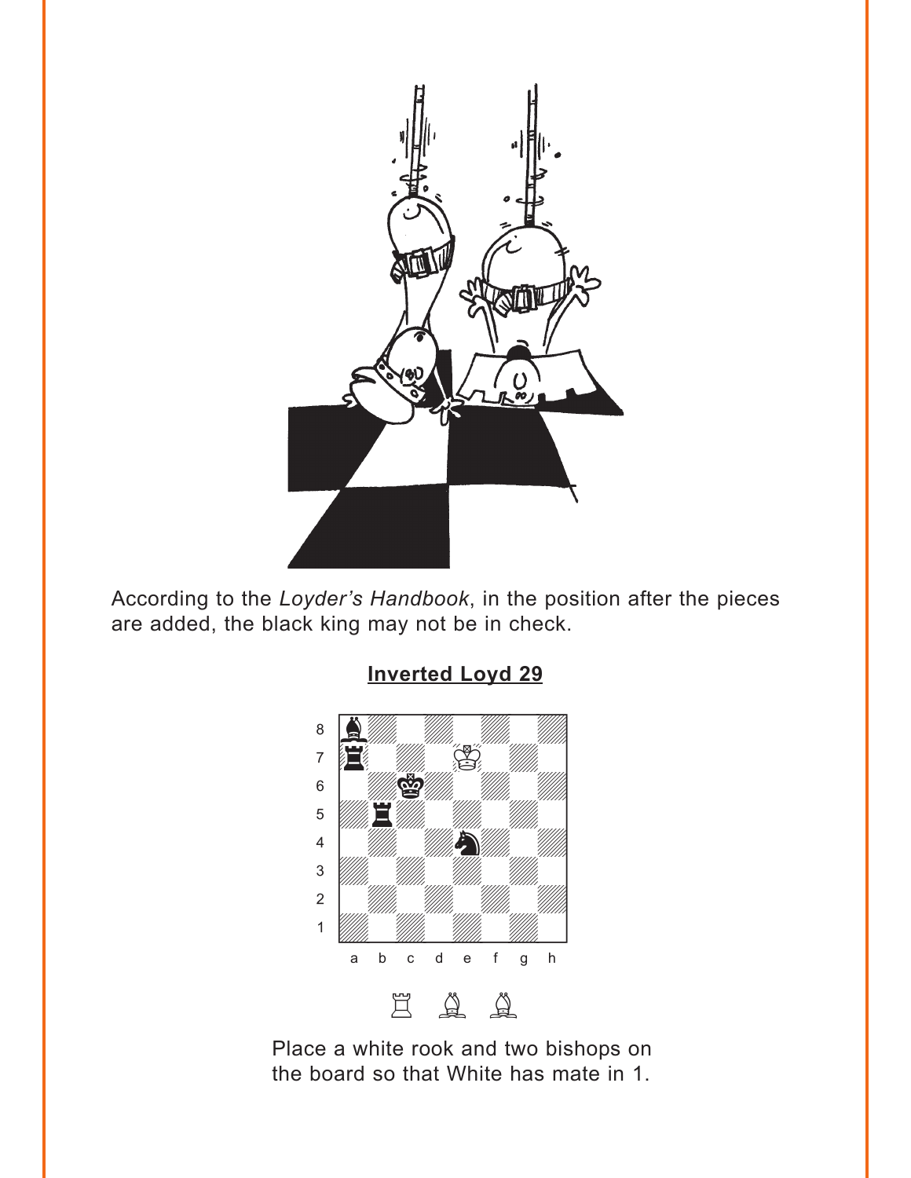According to the *Loyder's Handbook*, in the position after the pieces are added, the black king may not be in check.

**Inverted Loyd 29**

Place a white rook and two bishops on the board so that White has mate in 1.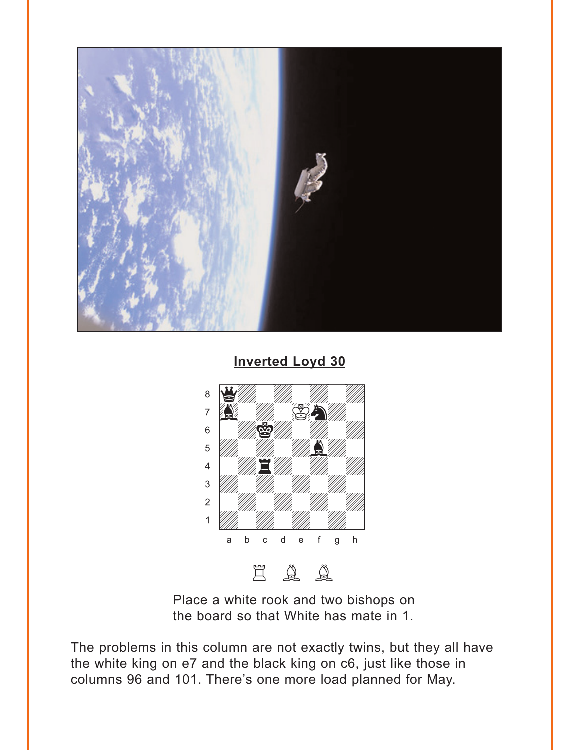**Inverted Loyd 30**

Place a white rook and two bishops on the board so that White has mate in 1.

The problems in this column are not exactly twins, but they all have the white king on e7 and the black king on c6, just like those in columns 96 and 101. There's one more load planned for May.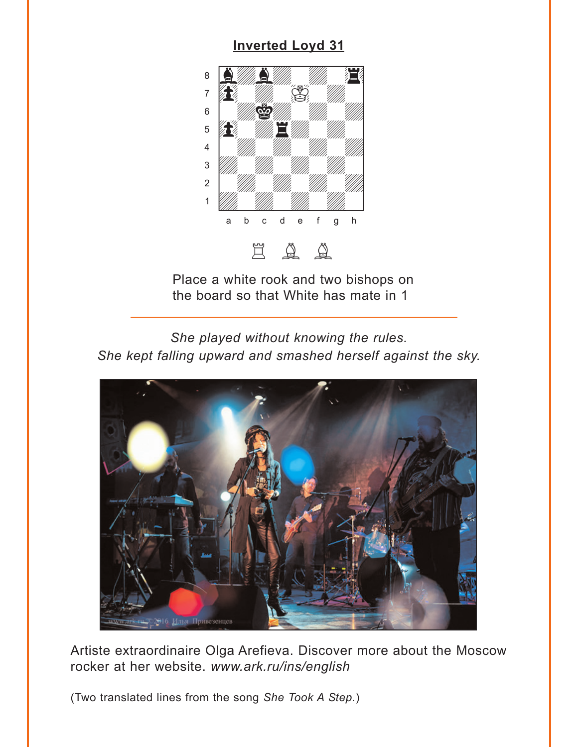## Inverted Loyd 31

Place a white rook and two bishops on the board so that White has mate in 1

*She played without knowing the rules.*
*She kept falling upward and smashed herself against the sky.*

Artiste extraordinaire Olga Arefieva. Discover more about the Moscow rocker at her website. *www.ark.ru/ins/english*

(Two translated lines from the song *She Took A Step.*)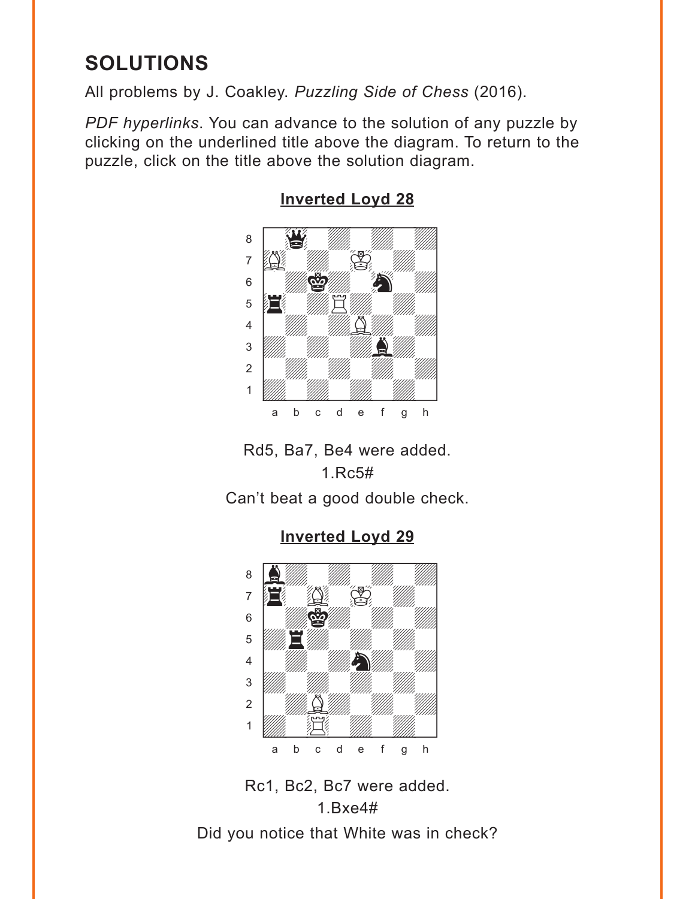# SOLUTIONS

All problems by J. Coakley. *Puzzling Side of Chess* (2016).

*PDF hyperlinks*. You can advance to the solution of any puzzle by clicking on the underlined title above the diagram. To return to the puzzle, click on the title above the solution diagram.

### Inverted Loyd 28

Rd5, Ba7, Be4 were added.

1.Rc5#

Can't beat a good double check.

### Inverted Loyd 29

Rc1, Bc2, Bc7 were added.

1.Bxe4#

Did you notice that White was in check?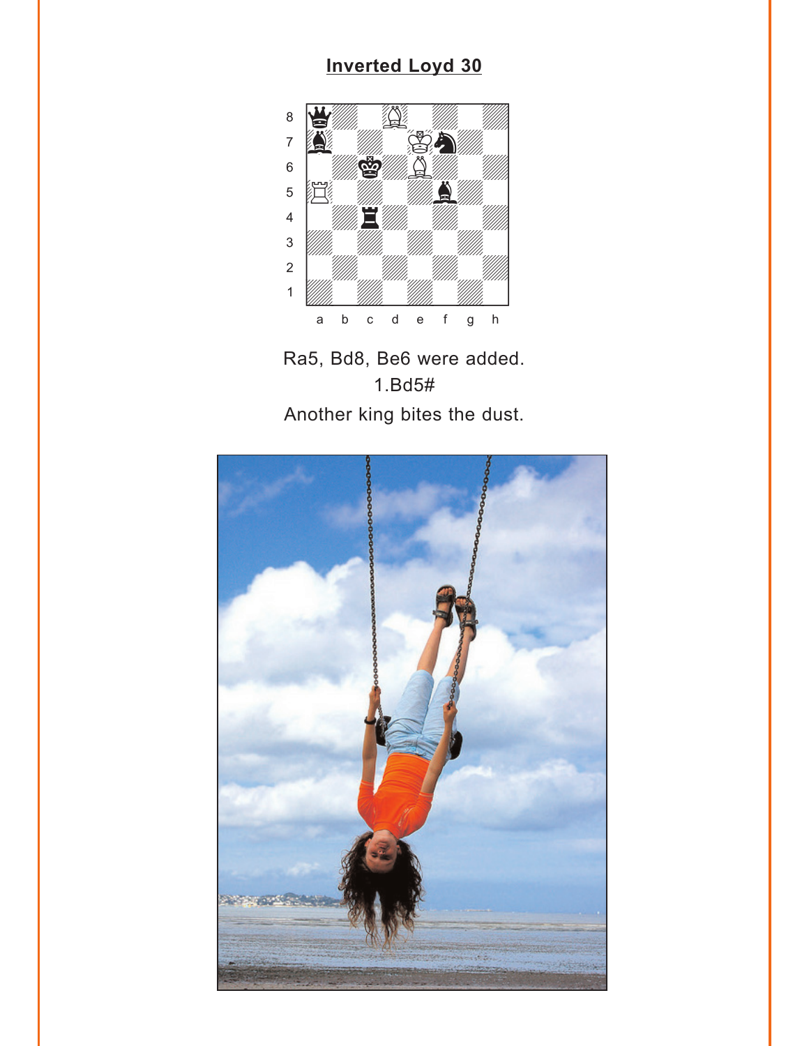# Inverted Loyd 30

Ra5, Bd8, Be6 were added.

1.Bd5#

Another king bites the dust.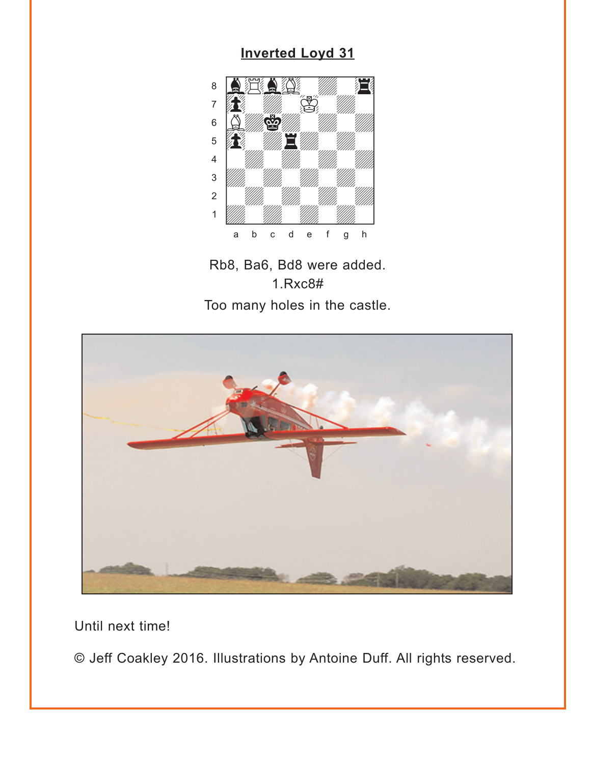## Inverted Loyd 31

Rb8, Ba6, Bd8 were added.

1.Rxc8#

Too many holes in the castle.

Until next time!

© Jeff Coakley 2016. Illustrations by Antoine Duff. All rights reserved.